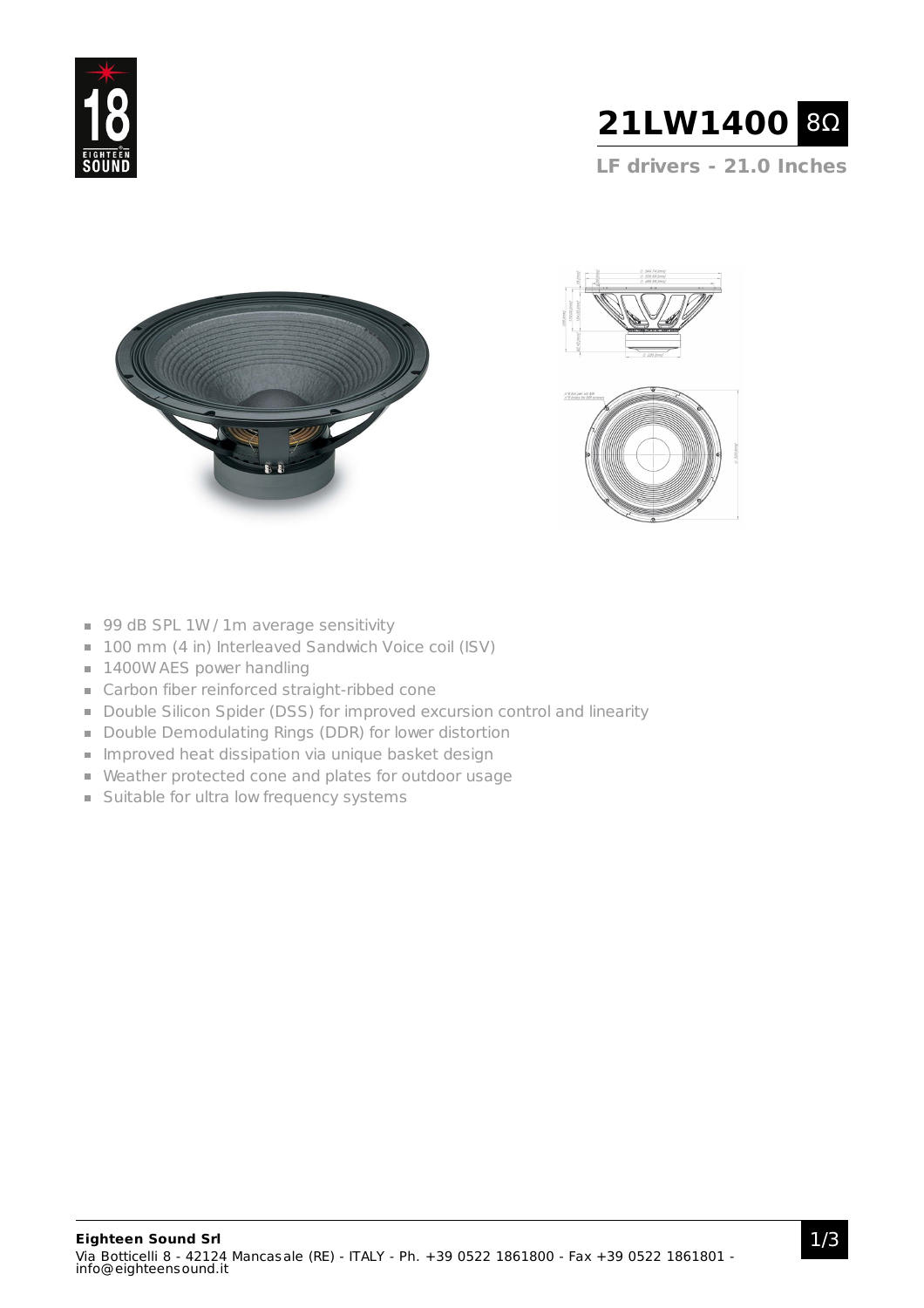# 21LW1400 8Ω

## LF drivers - 21.0 Inches

- 99 dB SPL 1W / 1m average sensitivity
- 100 mm (4 in) Interleaved Sandwich Voice coil (ISV)
- 1400W AES power handling
- Carbon fiber reinforced straight-ribbed cone
- Double Silicon Spider (DSS) for improved excursion control and linearity
- Double Demodulating Rings (DDR) for lower distortion
- Improved heat dissipation via unique basket design
- Weather protected cone and plates for outdoor usage
- Suitable for ultra low frequency systems

**Eighteen Sound Srl**
Via Botticelli 8 - 42124 Mancasale (RE) - ITALY - Ph. +39 0522 1861800 - Fax +39 0522 1861801 - info@eighteensound.it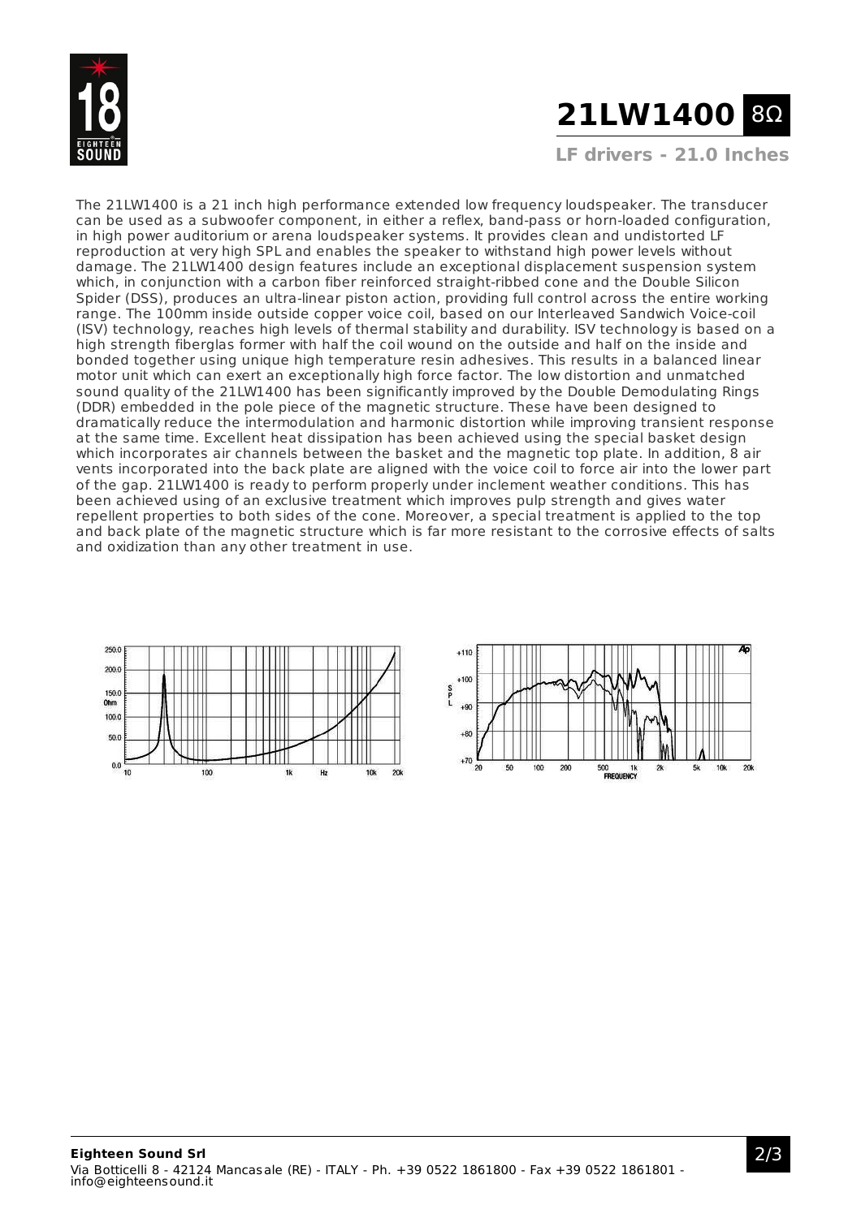# 21LW1400 8Ω

**LF drivers - 21.0 Inches**

The 21LW1400 is a 21 inch high performance extended low frequency loudspeaker. The transducer can be used as a subwoofer component, in either a reflex, band-pass or horn-loaded configuration, in high power auditorium or arena loudspeaker systems. It provides clean and undistorted LF reproduction at very high SPL and enables the speaker to withstand high power levels without damage. The 21LW1400 design features include an exceptional displacement suspension system which, in conjunction with a carbon fiber reinforced straight-ribbed cone and the Double Silicon Spider (DSS), produces an ultra-linear piston action, providing full control across the entire working range. The 100mm inside outside copper voice coil, based on our Interleaved Sandwich Voice-coil (ISV) technology, reaches high levels of thermal stability and durability. ISV technology is based on a high strength fiberglas former with half the coil wound on the outside and half on the inside and bonded together using unique high temperature resin adhesives. This results in a balanced linear motor unit which can exert an exceptionally high force factor. The low distortion and unmatched sound quality of the 21LW1400 has been significantly improved by the Double Demodulating Rings (DDR) embedded in the pole piece of the magnetic structure. These have been designed to dramatically reduce the intermodulation and harmonic distortion while improving transient response at the same time. Excellent heat dissipation has been achieved using the special basket design which incorporates air channels between the basket and the magnetic top plate. In addition, 8 air vents incorporated into the back plate are aligned with the voice coil to force air into the lower part of the gap. 21LW1400 is ready to perform properly under inclement weather conditions. This has been achieved using of an exclusive treatment which improves pulp strength and gives water repellent properties to both sides of the cone. Moreover, a special treatment is applied to the top and back plate of the magnetic structure which is far more resistant to the corrosive effects of salts and oxidization than any other treatment in use.

**Eighteen Sound Srl**
Via Botticelli 8 - 42124 Mancasale (RE) - ITALY - Ph. +39 0522 1861800 - Fax +39 0522 1861801 - info@eighteensound.it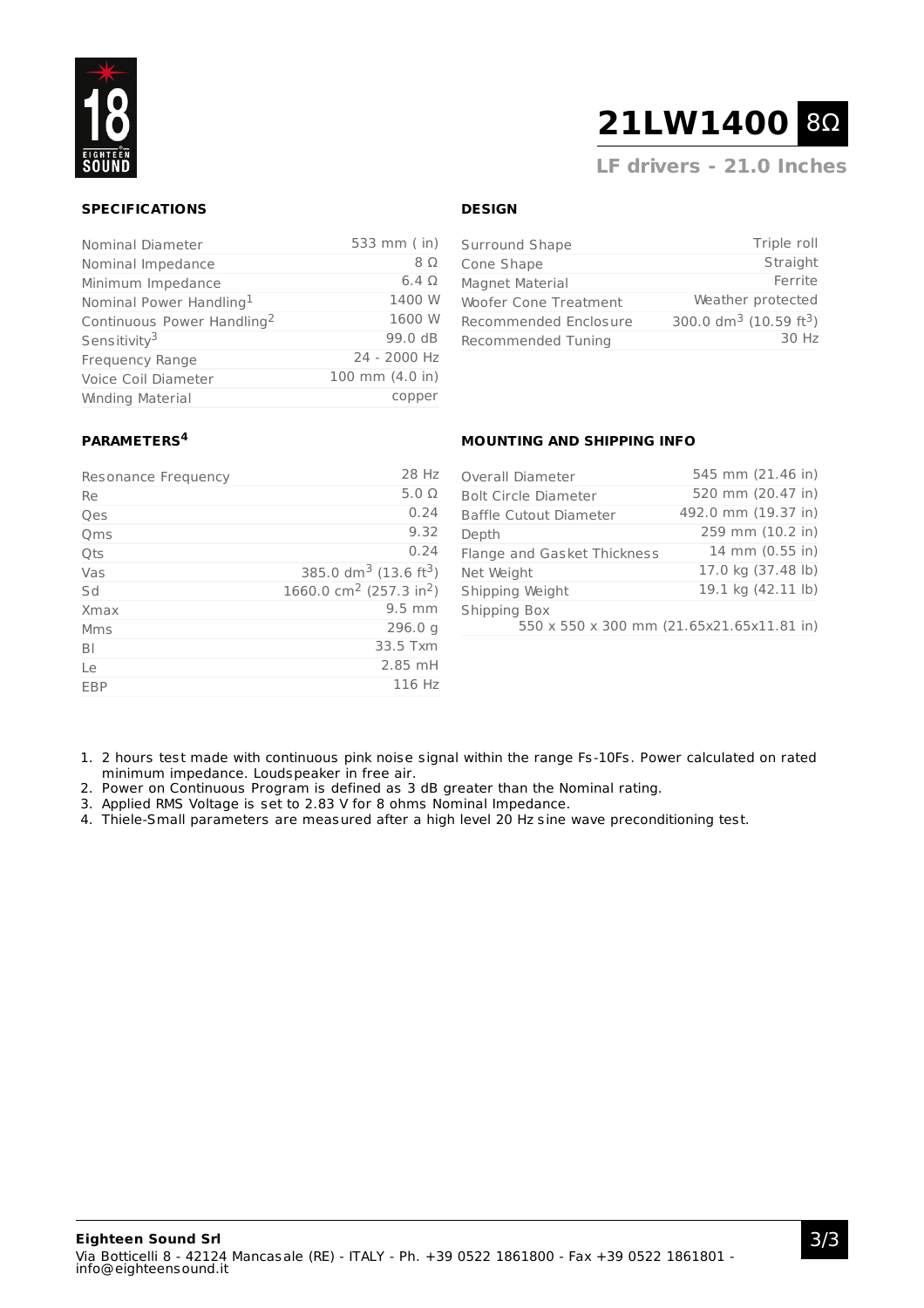# 21LW1400 8Ω

## LF drivers - 21.0 Inches

### SPECIFICATIONS

| | |
|---|---|
| Nominal Diameter | 533 mm ( in) |
| Nominal Impedance | 8 Ω |
| Minimum Impedance | 6.4 Ω |
| Nominal Power Handling[1] | 1400 W |
| Continuous Power Handling[2] | 1600 W |
| Sensitivity[3] | 99.0 dB |
| Frequency Range | 24 - 2000 Hz |
| Voice Coil Diameter | 100 mm (4.0 in) |
| Winding Material | copper |

### DESIGN

| | |
|---|---|
| Surround Shape | Triple roll |
| Cone Shape | Straight |
| Magnet Material | Ferrite |
| Woofer Cone Treatment | Weather protected |
| Recommended Enclosure | 300.0 $dm^3$ (10.59 $ft^3$) |
| Recommended Tuning | 30 Hz |

### PARAMETERS[4]

| | |
|---|---|
| Resonance Frequency | 28 Hz |
| Re | 5.0 Ω |
| Qes | 0.24 |
| Qms | 9.32 |
| Qts | 0.24 |
| Vas | 385.0 $dm^3$ (13.6 $ft^3$) |
| Sd | 1660.0 $cm^2$ (257.3 $in^2$) |
| Xmax | 9.5 mm |
| Mms | 296.0 g |
| Bl | 33.5 Txm |
| Le | 2.85 mH |
| EBP | 116 Hz |

### MOUNTING AND SHIPPING INFO

| | |
|---|---|
| Overall Diameter | 545 mm (21.46 in) |
| Bolt Circle Diameter | 520 mm (20.47 in) |
| Baffle Cutout Diameter | 492.0 mm (19.37 in) |
| Depth | 259 mm (10.2 in) |
| Flange and Gasket Thickness | 14 mm (0.55 in) |
| Net Weight | 17.0 kg (37.48 lb) |
| Shipping Weight | 19.1 kg (42.11 lb) |
| Shipping Box | 550 x 550 x 300 mm (21.65x21.65x11.81 in) |

1. 2 hours test made with continuous pink noise signal within the range Fs-10Fs. Power calculated on rated minimum impedance. Loudspeaker in free air.
2. Power on Continuous Program is defined as 3 dB greater than the Nominal rating.
3. Applied RMS Voltage is set to 2.83 V for 8 ohms Nominal Impedance.
4. Thiele-Small parameters are measured after a high level 20 Hz sine wave preconditioning test.

**Eighteen Sound Srl**
Via Botticelli 8 - 42124 Mancasale (RE) - ITALY - Ph. +39 0522 1861800 - Fax +39 0522 1861801 - info@eighteensound.it